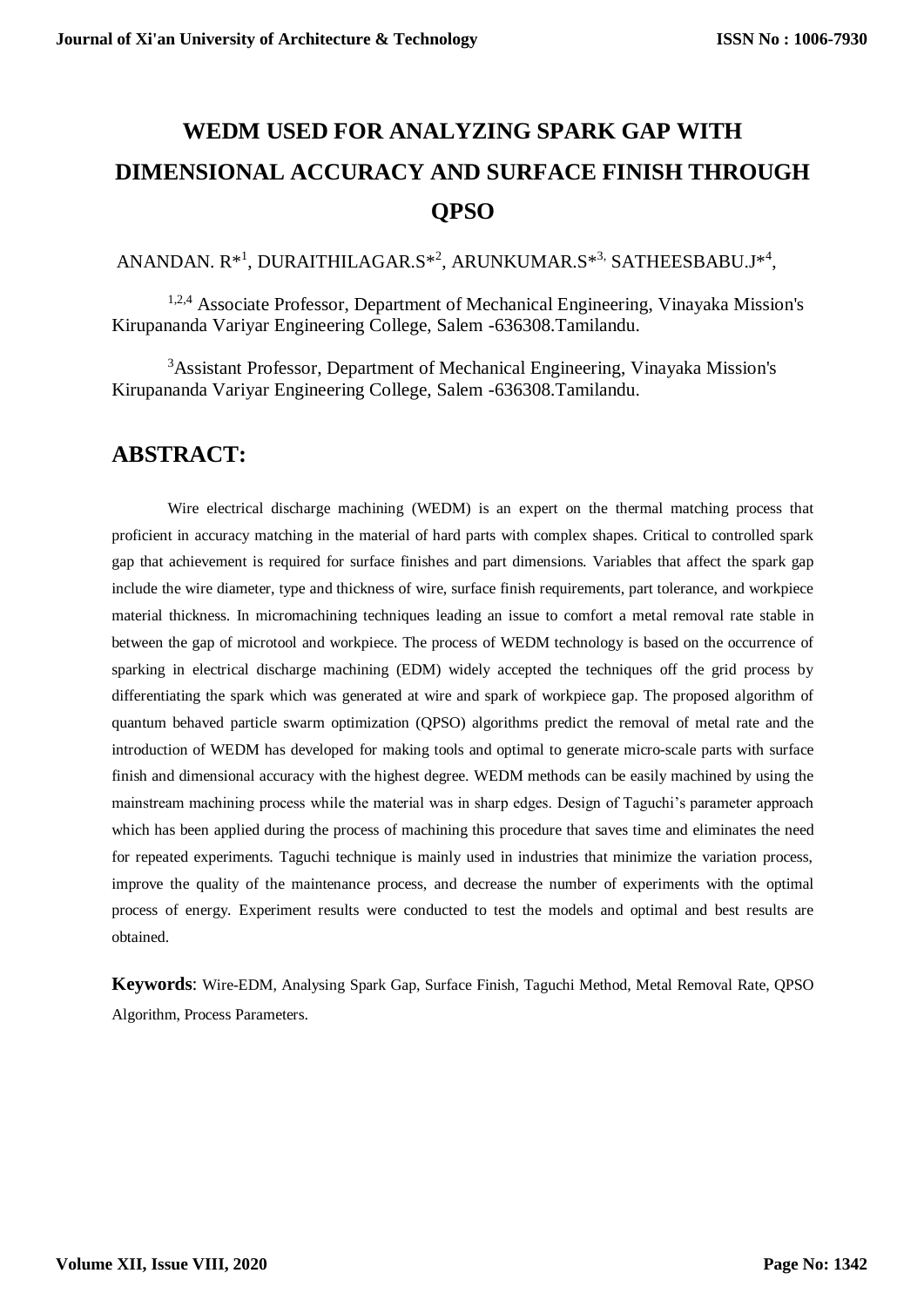# WEDM USED FOR ANALYZING SPARK GAP WITH DIMENSIONAL ACCURACY AND SURFACE FINISH THROUGH QPSO

ANANDAN. R*[1], DURAITHILAGAR.S*[2], ARUNKUMAR.S*[3], SATHEESBABU.J*[4],

[1,2,4] Associate Professor, Department of Mechanical Engineering, Vinayaka Mission's Kirupananda Variyar Engineering College, Salem -636308.Tamilandu.

[3]Assistant Professor, Department of Mechanical Engineering, Vinayaka Mission's Kirupananda Variyar Engineering College, Salem -636308.Tamilandu.

## ABSTRACT:

Wire electrical discharge machining (WEDM) is an expert on the thermal matching process that proficient in accuracy matching in the material of hard parts with complex shapes. Critical to controlled spark gap that achievement is required for surface finishes and part dimensions. Variables that affect the spark gap include the wire diameter, type and thickness of wire, surface finish requirements, part tolerance, and workpiece material thickness. In micromachining techniques leading an issue to comfort a metal removal rate stable in between the gap of microtool and workpiece. The process of WEDM technology is based on the occurrence of sparking in electrical discharge machining (EDM) widely accepted the techniques off the grid process by differentiating the spark which was generated at wire and spark of workpiece gap. The proposed algorithm of quantum behaved particle swarm optimization (QPSO) algorithms predict the removal of metal rate and the introduction of WEDM has developed for making tools and optimal to generate micro-scale parts with surface finish and dimensional accuracy with the highest degree. WEDM methods can be easily machined by using the mainstream machining process while the material was in sharp edges. Design of Taguchi's parameter approach which has been applied during the process of machining this procedure that saves time and eliminates the need for repeated experiments. Taguchi technique is mainly used in industries that minimize the variation process, improve the quality of the maintenance process, and decrease the number of experiments with the optimal process of energy. Experiment results were conducted to test the models and optimal and best results are obtained.

**Keywords**: Wire-EDM, Analysing Spark Gap, Surface Finish, Taguchi Method, Metal Removal Rate, QPSO Algorithm, Process Parameters.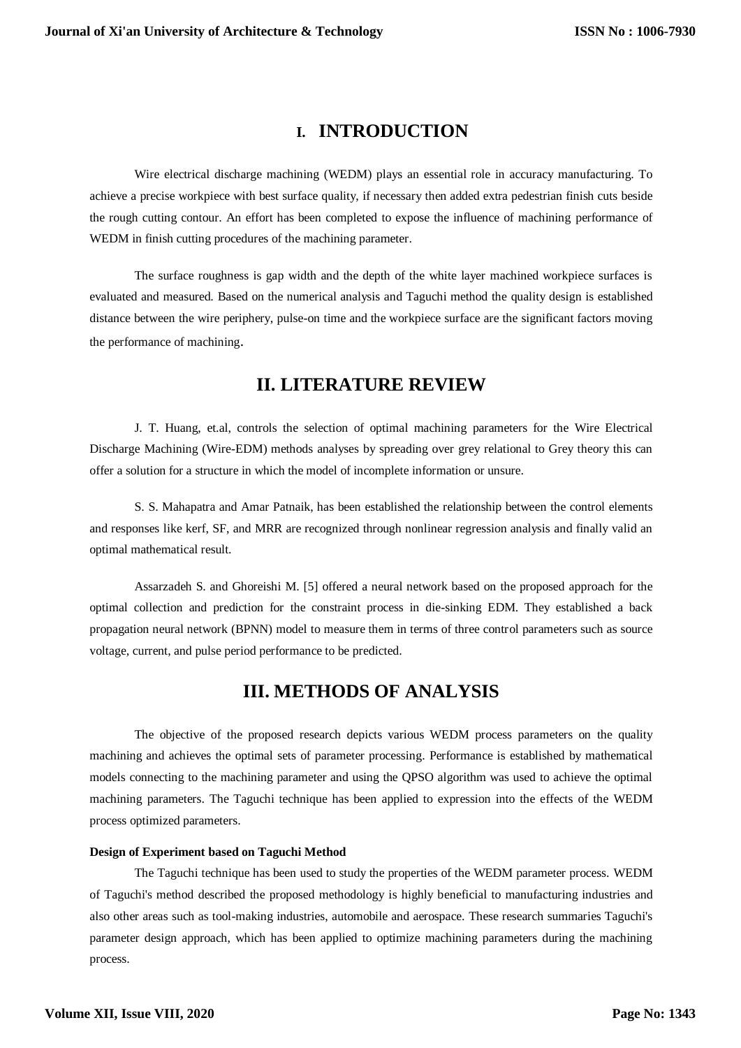# I. INTRODUCTION

Wire electrical discharge machining (WEDM) plays an essential role in accuracy manufacturing. To achieve a precise workpiece with best surface quality, if necessary then added extra pedestrian finish cuts beside the rough cutting contour. An effort has been completed to expose the influence of machining performance of WEDM in finish cutting procedures of the machining parameter.

The surface roughness is gap width and the depth of the white layer machined workpiece surfaces is evaluated and measured. Based on the numerical analysis and Taguchi method the quality design is established distance between the wire periphery, pulse-on time and the workpiece surface are the significant factors moving the performance of machining.

# II. LITERATURE REVIEW

J. T. Huang, et.al, controls the selection of optimal machining parameters for the Wire Electrical Discharge Machining (Wire-EDM) methods analyses by spreading over grey relational to Grey theory this can offer a solution for a structure in which the model of incomplete information or unsure.

S. S. Mahapatra and Amar Patnaik, has been established the relationship between the control elements and responses like kerf, SF, and MRR are recognized through nonlinear regression analysis and finally valid an optimal mathematical result.

Assarzadeh S. and Ghoreishi M. [5] offered a neural network based on the proposed approach for the optimal collection and prediction for the constraint process in die-sinking EDM. They established a back propagation neural network (BPNN) model to measure them in terms of three control parameters such as source voltage, current, and pulse period performance to be predicted.

# III. METHODS OF ANALYSIS

The objective of the proposed research depicts various WEDM process parameters on the quality machining and achieves the optimal sets of parameter processing. Performance is established by mathematical models connecting to the machining parameter and using the QPSO algorithm was used to achieve the optimal machining parameters. The Taguchi technique has been applied to expression into the effects of the WEDM process optimized parameters.

**Design of Experiment based on Taguchi Method**

The Taguchi technique has been used to study the properties of the WEDM parameter process. WEDM of Taguchi's method described the proposed methodology is highly beneficial to manufacturing industries and also other areas such as tool-making industries, automobile and aerospace. These research summaries Taguchi's parameter design approach, which has been applied to optimize machining parameters during the machining process.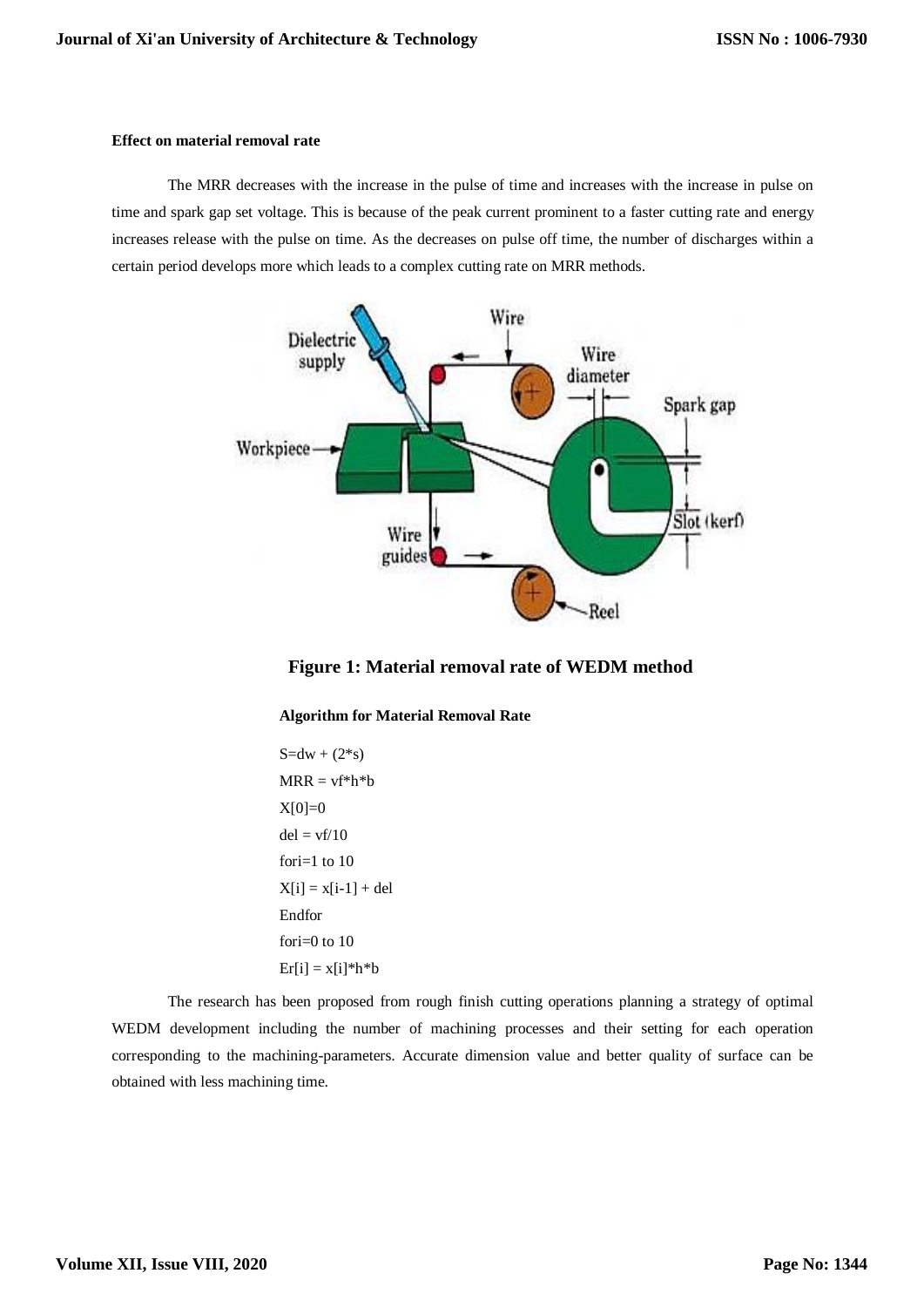**Effect on material removal rate**

The MRR decreases with the increase in the pulse of time and increases with the increase in pulse on time and spark gap set voltage. This is because of the peak current prominent to a faster cutting rate and energy increases release with the pulse on time. As the decreases on pulse off time, the number of discharges within a certain period develops more which leads to a complex cutting rate on MRR methods.

Dielectric supply

Wire

Wire diameter

Spark gap

Workpiece

Slot (kerf)

Wire guides

Reel

**Figure 1: Material removal rate of WEDM method**

**Algorithm for Material Removal Rate**

```
S=dw + (2*s)
MRR = vf*h*b
X[0]=0
del = vf/10
fori=1 to 10
X[i] = x[i-1] + del
Endfor
fori=0 to 10
Er[i] = x[i]*h*b
```

The research has been proposed from rough finish cutting operations planning a strategy of optimal WEDM development including the number of machining processes and their setting for each operation corresponding to the machining-parameters. Accurate dimension value and better quality of surface can be obtained with less machining time.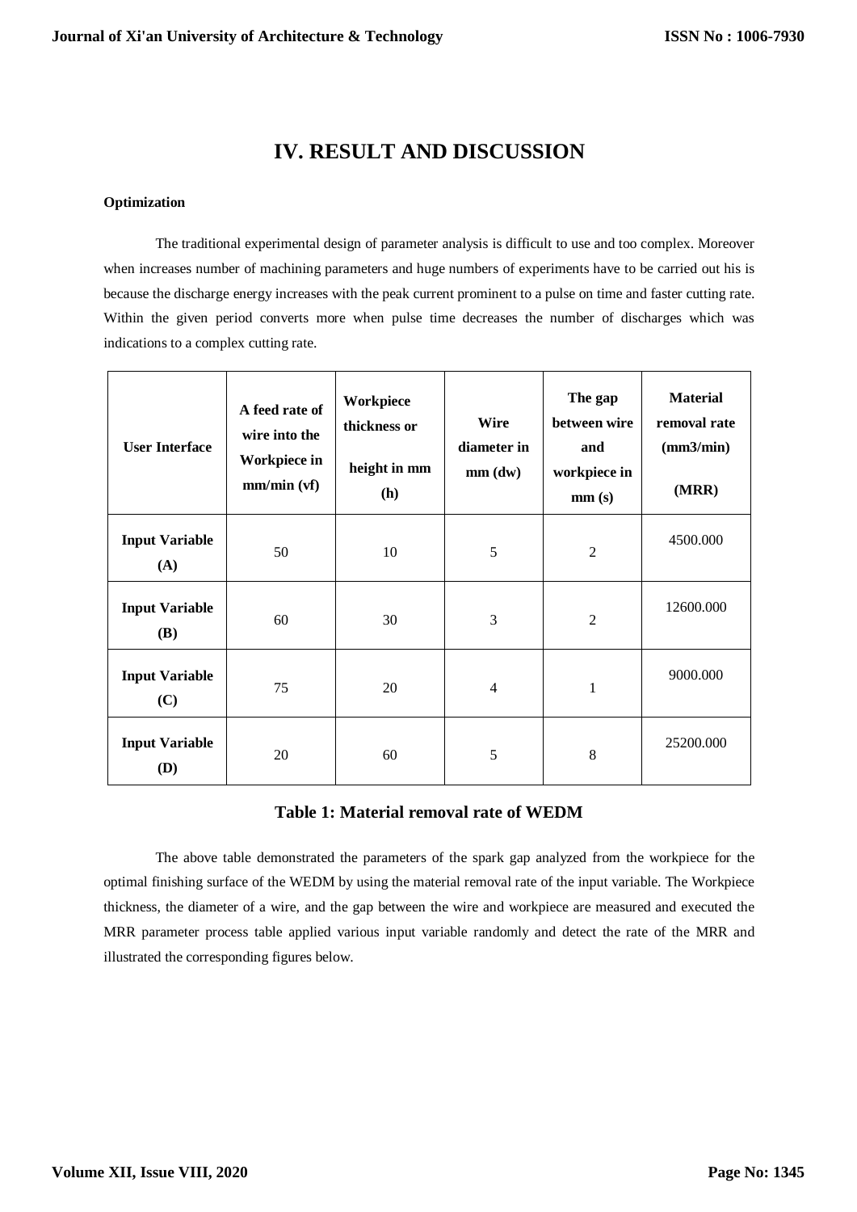# IV. RESULT AND DISCUSSION

**Optimization**

The traditional experimental design of parameter analysis is difficult to use and too complex. Moreover when increases number of machining parameters and huge numbers of experiments have to be carried out his is because the discharge energy increases with the peak current prominent to a pulse on time and faster cutting rate. Within the given period converts more when pulse time decreases the number of discharges which was indications to a complex cutting rate.

| User Interface | A feed rate of wire into the Workpiece in mm/min (vf) | Workpiece thickness or height in mm (h) | Wire diameter in mm (dw) | The gap between wire and workpiece in mm (s) | Material removal rate (mm3/min) (MRR) |
|---|---|---|---|---|---|
| **Input Variable (A)** | 50 | 10 | 5 | 2 | 4500.000 |
| **Input Variable (B)** | 60 | 30 | 3 | 2 | 12600.000 |
| **Input Variable (C)** | 75 | 20 | 4 | 1 | 9000.000 |
| **Input Variable (D)** | 20 | 60 | 5 | 8 | 25200.000 |

**Table 1: Material removal rate of WEDM**

The above table demonstrated the parameters of the spark gap analyzed from the workpiece for the optimal finishing surface of the WEDM by using the material removal rate of the input variable. The Workpiece thickness, the diameter of a wire, and the gap between the wire and workpiece are measured and executed the MRR parameter process table applied various input variable randomly and detect the rate of the MRR and illustrated the corresponding figures below.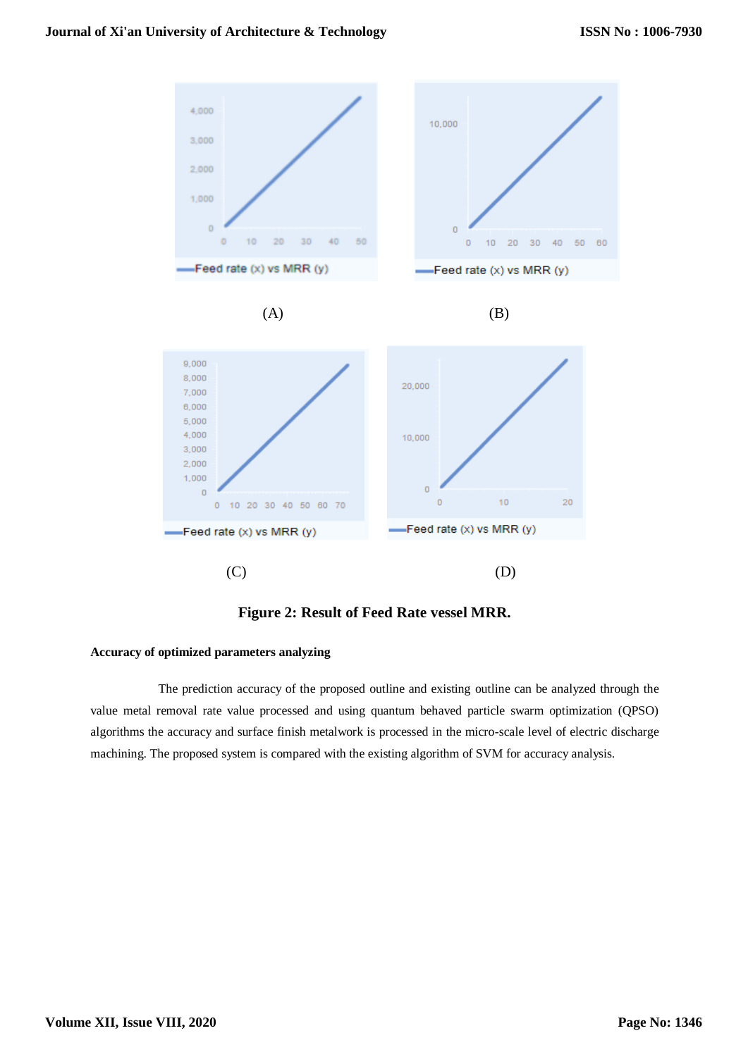4,000
3,000
2,000
1,000
0
0 10 20 30 40 50
Feed rate (x) vs MRR (y)

(A)

10,000
0
0 10 20 30 40 50 60
Feed rate (x) vs MRR (y)

(B)

9,000
8,000
7,000
6,000
5,000
4,000
3,000
2,000
1,000
0
0 10 20 30 40 50 60 70
Feed rate (x) vs MRR (y)

(C)

20,000
10,000
0
0 10 20
Feed rate (x) vs MRR (y)

(D)

**Figure 2: Result of Feed Rate vessel MRR.**

**Accuracy of optimized parameters analyzing**

The prediction accuracy of the proposed outline and existing outline can be analyzed through the value metal removal rate value processed and using quantum behaved particle swarm optimization (QPSO) algorithms the accuracy and surface finish metalwork is processed in the micro-scale level of electric discharge machining. The proposed system is compared with the existing algorithm of SVM for accuracy analysis.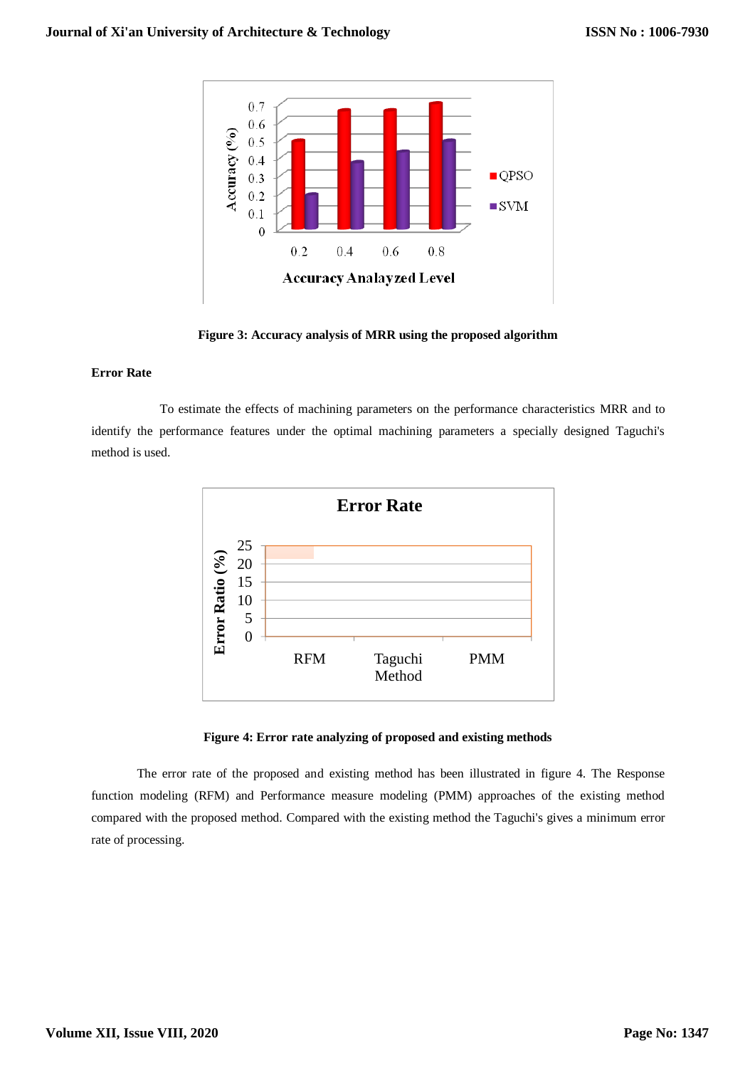Accuracy (%)

0.7
0.6
0.5
0.4
0.3
0.2
0.1
0

0.2 0.4 0.6 0.8

Accuracy Analayzed Level

QPSO
SVM

**Figure 3: Accuracy analysis of MRR using the proposed algorithm**

**Error Rate**

To estimate the effects of machining parameters on the performance characteristics MRR and to identify the performance features under the optimal machining parameters a specially designed Taguchi's method is used.

Error Rate

Error Ratio (%)

25
20
15
10
5
0

RFM
Taguchi Method
PMM

**Figure 4: Error rate analyzing of proposed and existing methods**

The error rate of the proposed and existing method has been illustrated in figure 4. The Response function modeling (RFM) and Performance measure modeling (PMM) approaches of the existing method compared with the proposed method. Compared with the existing method the Taguchi's gives a minimum error rate of processing.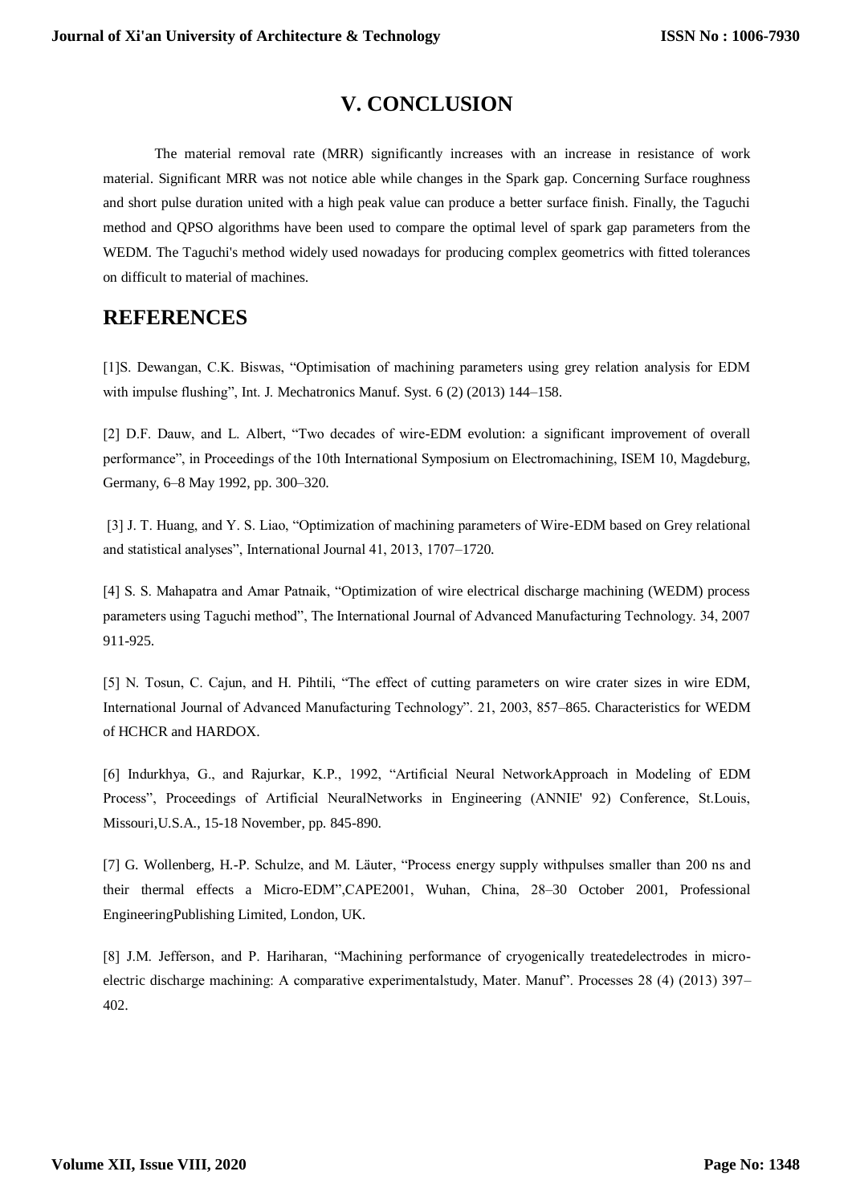# V. CONCLUSION

The material removal rate (MRR) significantly increases with an increase in resistance of work material. Significant MRR was not notice able while changes in the Spark gap. Concerning Surface roughness and short pulse duration united with a high peak value can produce a better surface finish. Finally, the Taguchi method and QPSO algorithms have been used to compare the optimal level of spark gap parameters from the WEDM. The Taguchi's method widely used nowadays for producing complex geometrics with fitted tolerances on difficult to material of machines.

# REFERENCES

[1]S. Dewangan, C.K. Biswas, "Optimisation of machining parameters using grey relation analysis for EDM with impulse flushing", Int. J. Mechatronics Manuf. Syst. 6 (2) (2013) 144–158.

[2] D.F. Dauw, and L. Albert, "Two decades of wire-EDM evolution: a significant improvement of overall performance", in Proceedings of the 10th International Symposium on Electromachining, ISEM 10, Magdeburg, Germany, 6–8 May 1992, pp. 300–320.

[3] J. T. Huang, and Y. S. Liao, "Optimization of machining parameters of Wire-EDM based on Grey relational and statistical analyses", International Journal 41, 2013, 1707–1720.

[4] S. S. Mahapatra and Amar Patnaik, "Optimization of wire electrical discharge machining (WEDM) process parameters using Taguchi method", The International Journal of Advanced Manufacturing Technology. 34, 2007 911-925.

[5] N. Tosun, C. Cajun, and H. Pihtili, "The effect of cutting parameters on wire crater sizes in wire EDM, International Journal of Advanced Manufacturing Technology". 21, 2003, 857–865. Characteristics for WEDM of HCHCR and HARDOX.

[6] Indurkhya, G., and Rajurkar, K.P., 1992, "Artificial Neural NetworkApproach in Modeling of EDM Process", Proceedings of Artificial NeuralNetworks in Engineering (ANNIE' 92) Conference, St.Louis, Missouri,U.S.A., 15-18 November, pp. 845-890.

[7] G. Wollenberg, H.-P. Schulze, and M. Läuter, "Process energy supply withpulses smaller than 200 ns and their thermal effects a Micro-EDM",CAPE2001, Wuhan, China, 28–30 October 2001, Professional EngineeringPublishing Limited, London, UK.

[8] J.M. Jefferson, and P. Hariharan, "Machining performance of cryogenically treatedelectrodes in micro-electric discharge machining: A comparative experimentalstudy, Mater. Manuf". Processes 28 (4) (2013) 397–402.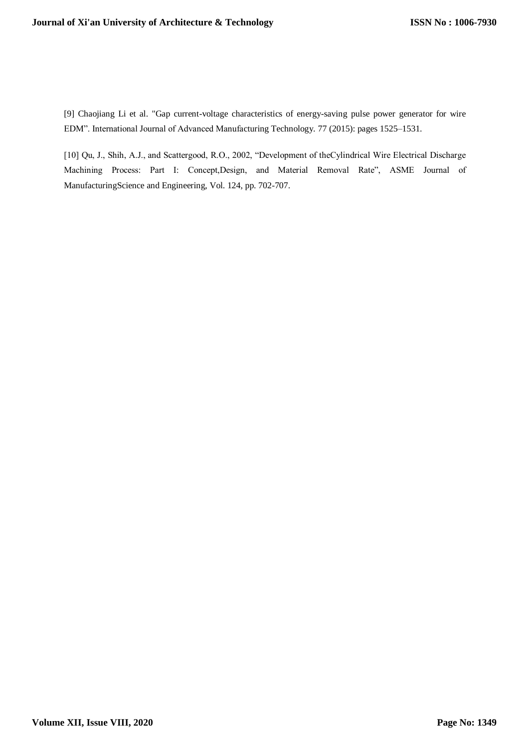[9] Chaojiang Li et al. "Gap current-voltage characteristics of energy-saving pulse power generator for wire EDM". International Journal of Advanced Manufacturing Technology. 77 (2015): pages 1525–1531.

[10] Qu, J., Shih, A.J., and Scattergood, R.O., 2002, "Development of theCylindrical Wire Electrical Discharge Machining Process: Part I: Concept,Design, and Material Removal Rate", ASME Journal of ManufacturingScience and Engineering, Vol. 124, pp. 702-707.